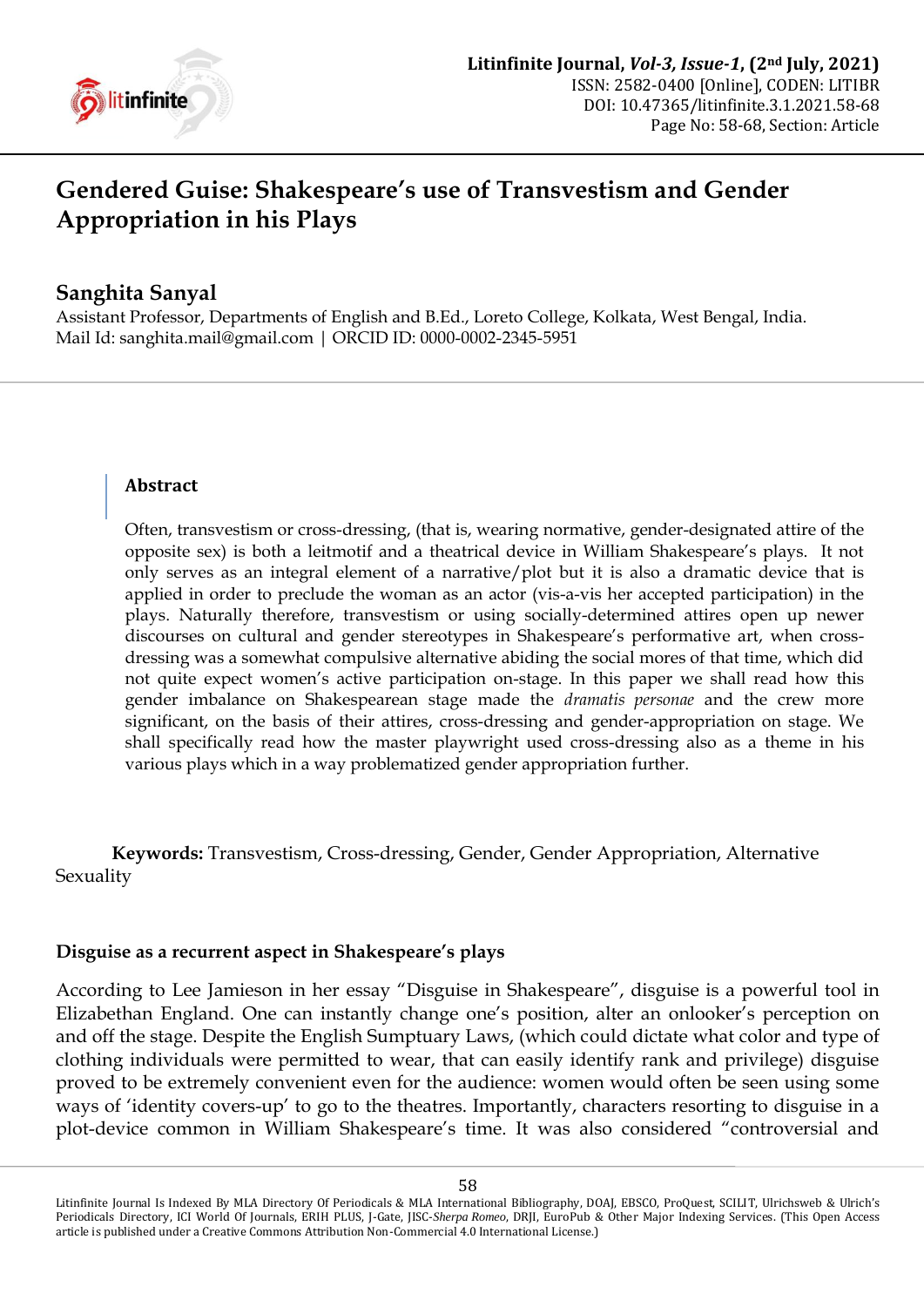# Gendered Guise: Shakespeare's use of Transvestism and Gender Appropriation in his Plays

## Sanghita Sanyal

Assistant Professor, Departments of English and B.Ed., Loreto College, Kolkata, West Bengal, India.
Mail Id: sanghita.mail@gmail.com | ORCID ID: 0000-0002-2345-5951

### Abstract

Often, transvestism or cross-dressing, (that is, wearing normative, gender-designated attire of the opposite sex) is both a leitmotif and a theatrical device in William Shakespeare's plays. It not only serves as an integral element of a narrative/plot but it is also a dramatic device that is applied in order to preclude the woman as an actor (vis-a-vis her accepted participation) in the plays. Naturally therefore, transvestism or using socially-determined attires open up newer discourses on cultural and gender stereotypes in Shakespeare's performative art, when cross-dressing was a somewhat compulsive alternative abiding the social mores of that time, which did not quite expect women's active participation on-stage. In this paper we shall read how this gender imbalance on Shakespearean stage made the *dramatis personae* and the crew more significant, on the basis of their attires, cross-dressing and gender-appropriation on stage. We shall specifically read how the master playwright used cross-dressing also as a theme in his various plays which in a way problematized gender appropriation further.

**Keywords:** Transvestism, Cross-dressing, Gender, Gender Appropriation, Alternative Sexuality

### Disguise as a recurrent aspect in Shakespeare's plays

According to Lee Jamieson in her essay "Disguise in Shakespeare", disguise is a powerful tool in Elizabethan England. One can instantly change one's position, alter an onlooker's perception on and off the stage. Despite the English Sumptuary Laws, (which could dictate what color and type of clothing individuals were permitted to wear, that can easily identify rank and privilege) disguise proved to be extremely convenient even for the audience: women would often be seen using some ways of 'identity covers-up' to go to the theatres. Importantly, characters resorting to disguise in a plot-device common in William Shakespeare's time. It was also considered "controversial and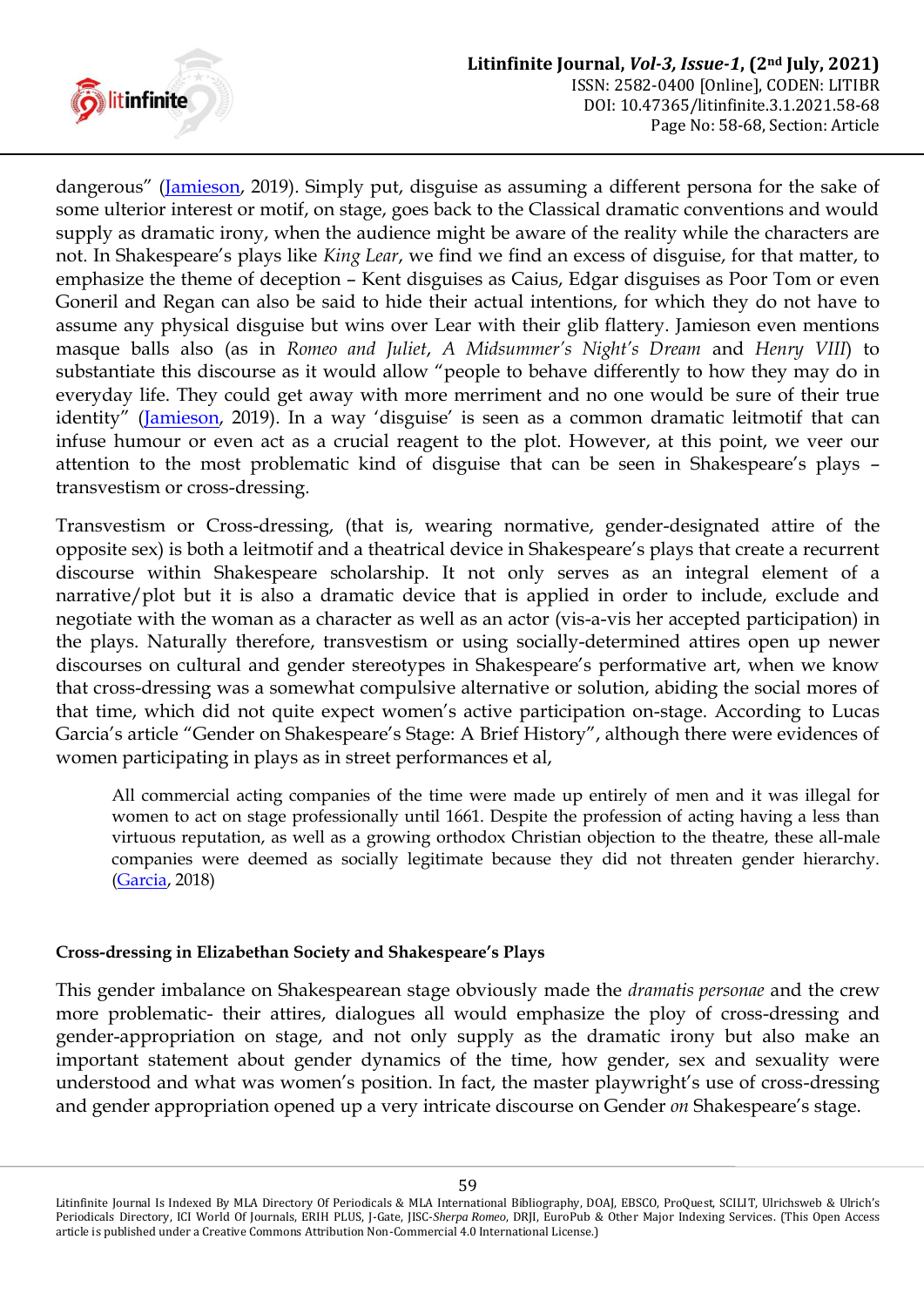dangerous" (Jamieson, 2019). Simply put, disguise as assuming a different persona for the sake of some ulterior interest or motif, on stage, goes back to the Classical dramatic conventions and would supply as dramatic irony, when the audience might be aware of the reality while the characters are not. In Shakespeare's plays like *King Lear*, we find we find an excess of disguise, for that matter, to emphasize the theme of deception – Kent disguises as Caius, Edgar disguises as Poor Tom or even Goneril and Regan can also be said to hide their actual intentions, for which they do not have to assume any physical disguise but wins over Lear with their glib flattery. Jamieson even mentions masque balls also (as in *Romeo and Juliet*, *A Midsummer's Night's Dream* and *Henry VIII*) to substantiate this discourse as it would allow "people to behave differently to how they may do in everyday life. They could get away with more merriment and no one would be sure of their true identity" (Jamieson, 2019). In a way 'disguise' is seen as a common dramatic leitmotif that can infuse humour or even act as a crucial reagent to the plot. However, at this point, we veer our attention to the most problematic kind of disguise that can be seen in Shakespeare's plays – transvestism or cross-dressing.

Transvestism or Cross-dressing, (that is, wearing normative, gender-designated attire of the opposite sex) is both a leitmotif and a theatrical device in Shakespeare's plays that create a recurrent discourse within Shakespeare scholarship. It not only serves as an integral element of a narrative/plot but it is also a dramatic device that is applied in order to include, exclude and negotiate with the woman as a character as well as an actor (vis-a-vis her accepted participation) in the plays. Naturally therefore, transvestism or using socially-determined attires open up newer discourses on cultural and gender stereotypes in Shakespeare's performative art, when we know that cross-dressing was a somewhat compulsive alternative or solution, abiding the social mores of that time, which did not quite expect women's active participation on-stage. According to Lucas Garcia's article "Gender on Shakespeare's Stage: A Brief History", although there were evidences of women participating in plays as in street performances et al,

> All commercial acting companies of the time were made up entirely of men and it was illegal for women to act on stage professionally until 1661. Despite the profession of acting having a less than virtuous reputation, as well as a growing orthodox Christian objection to the theatre, these all-male companies were deemed as socially legitimate because they did not threaten gender hierarchy. (Garcia, 2018)

#### Cross-dressing in Elizabethan Society and Shakespeare's Plays

This gender imbalance on Shakespearean stage obviously made the *dramatis personae* and the crew more problematic- their attires, dialogues all would emphasize the ploy of cross-dressing and gender-appropriation on stage, and not only supply as the dramatic irony but also make an important statement about gender dynamics of the time, how gender, sex and sexuality were understood and what was women's position. In fact, the master playwright's use of cross-dressing and gender appropriation opened up a very intricate discourse on Gender *on* Shakespeare's stage.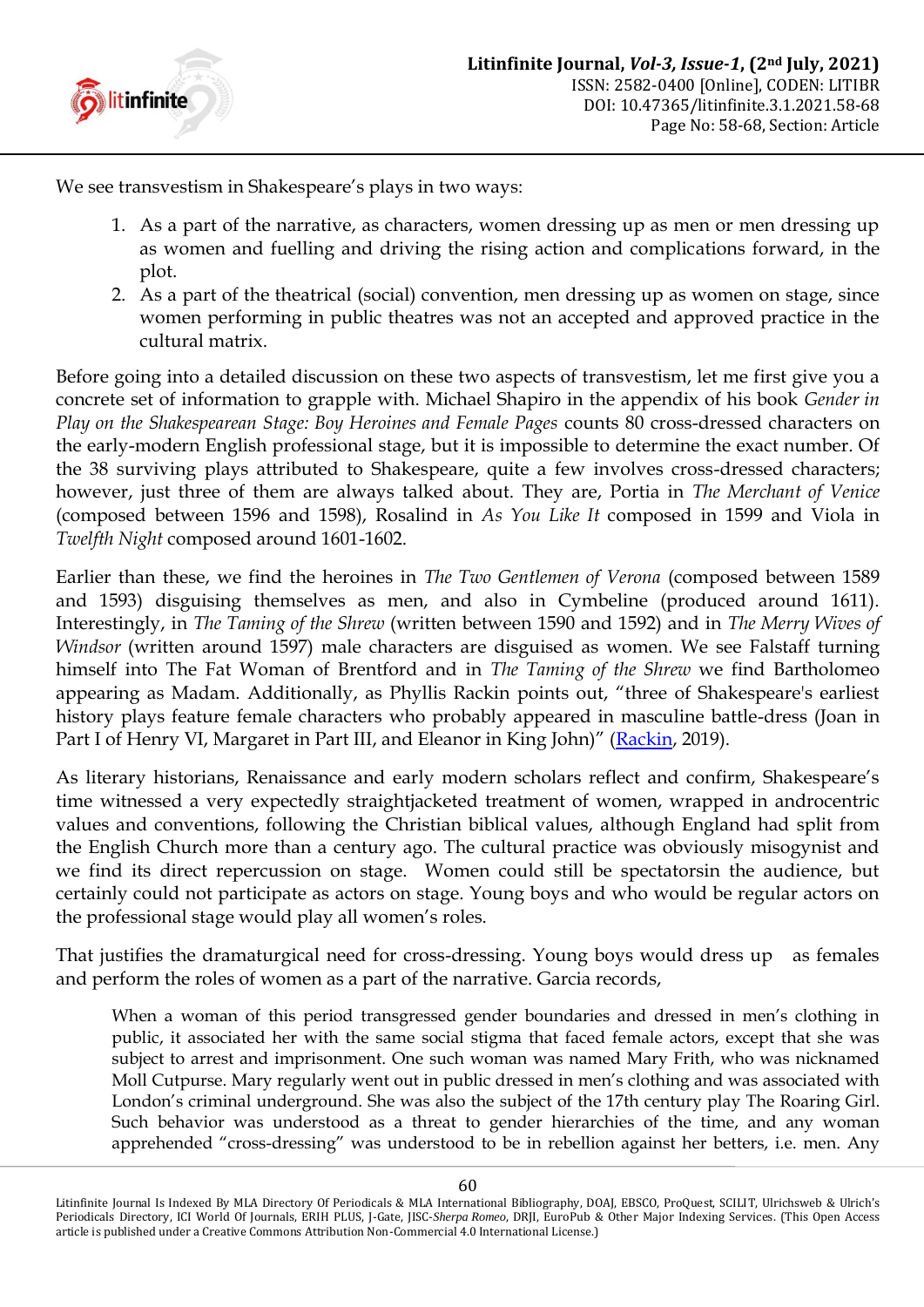We see transvestism in Shakespeare's plays in two ways:

1. As a part of the narrative, as characters, women dressing up as men or men dressing up as women and fuelling and driving the rising action and complications forward, in the plot.
2. As a part of the theatrical (social) convention, men dressing up as women on stage, since women performing in public theatres was not an accepted and approved practice in the cultural matrix.

Before going into a detailed discussion on these two aspects of transvestism, let me first give you a concrete set of information to grapple with. Michael Shapiro in the appendix of his book *Gender in Play on the Shakespearean Stage: Boy Heroines and Female Pages* counts 80 cross-dressed characters on the early-modern English professional stage, but it is impossible to determine the exact number. Of the 38 surviving plays attributed to Shakespeare, quite a few involves cross-dressed characters; however, just three of them are always talked about. They are, Portia in *The Merchant of Venice* (composed between 1596 and 1598), Rosalind in *As You Like It* composed in 1599 and Viola in *Twelfth Night* composed around 1601-1602.

Earlier than these, we find the heroines in *The Two Gentlemen of Verona* (composed between 1589 and 1593) disguising themselves as men, and also in Cymbeline (produced around 1611). Interestingly, in *The Taming of the Shrew* (written between 1590 and 1592) and in *The Merry Wives of Windsor* (written around 1597) male characters are disguised as women. We see Falstaff turning himself into The Fat Woman of Brentford and in *The Taming of the Shrew* we find Bartholomeo appearing as Madam. Additionally, as Phyllis Rackin points out, "three of Shakespeare's earliest history plays feature female characters who probably appeared in masculine battle-dress (Joan in Part I of Henry VI, Margaret in Part III, and Eleanor in King John)" (Rackin, 2019).

As literary historians, Renaissance and early modern scholars reflect and confirm, Shakespeare's time witnessed a very expectedly straightjacketed treatment of women, wrapped in androcentric values and conventions, following the Christian biblical values, although England had split from the English Church more than a century ago. The cultural practice was obviously misogynist and we find its direct repercussion on stage. Women could still be spectatorsin the audience, but certainly could not participate as actors on stage. Young boys and who would be regular actors on the professional stage would play all women's roles.

That justifies the dramaturgical need for cross-dressing. Young boys would dress up as females and perform the roles of women as a part of the narrative. Garcia records,

> When a woman of this period transgressed gender boundaries and dressed in men's clothing in public, it associated her with the same social stigma that faced female actors, except that she was subject to arrest and imprisonment. One such woman was named Mary Frith, who was nicknamed Moll Cutpurse. Mary regularly went out in public dressed in men's clothing and was associated with London's criminal underground. She was also the subject of the 17th century play The Roaring Girl. Such behavior was understood as a threat to gender hierarchies of the time, and any woman apprehended "cross-dressing" was understood to be in rebellion against her betters, i.e. men. Any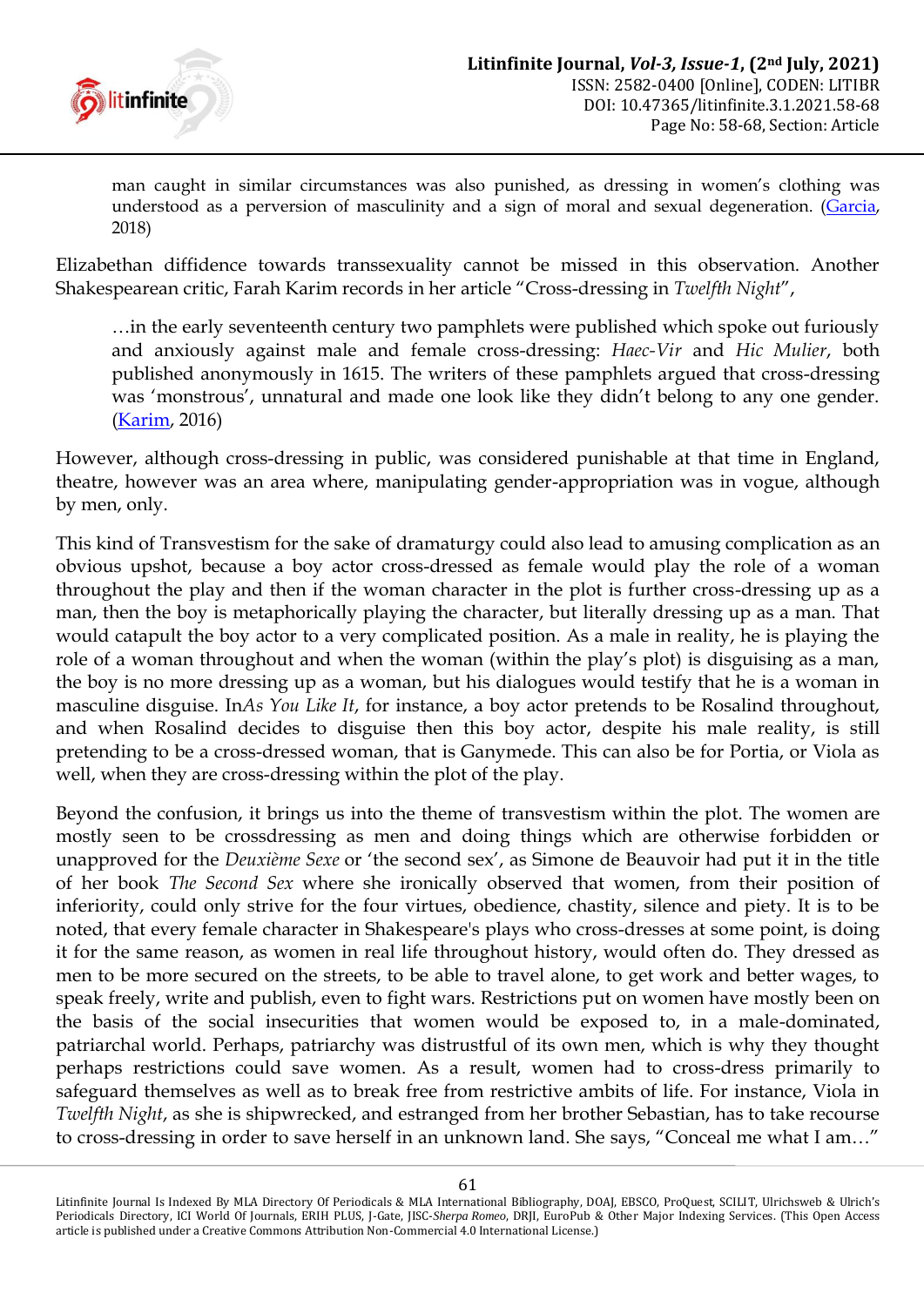> man caught in similar circumstances was also punished, as dressing in women's clothing was understood as a perversion of masculinity and a sign of moral and sexual degeneration. (Garcia, 2018)

Elizabethan diffidence towards transsexuality cannot be missed in this observation. Another Shakespearean critic, Farah Karim records in her article "Cross-dressing in *Twelfth Night*",

> …in the early seventeenth century two pamphlets were published which spoke out furiously and anxiously against male and female cross-dressing: *Haec-Vir* and *Hic Mulier*, both published anonymously in 1615. The writers of these pamphlets argued that cross-dressing was 'monstrous', unnatural and made one look like they didn't belong to any one gender. (Karim, 2016)

However, although cross-dressing in public, was considered punishable at that time in England, theatre, however was an area where, manipulating gender-appropriation was in vogue, although by men, only.

This kind of Transvestism for the sake of dramaturgy could also lead to amusing complication as an obvious upshot, because a boy actor cross-dressed as female would play the role of a woman throughout the play and then if the woman character in the plot is further cross-dressing up as a man, then the boy is metaphorically playing the character, but literally dressing up as a man. That would catapult the boy actor to a very complicated position. As a male in reality, he is playing the role of a woman throughout and when the woman (within the play's plot) is disguising as a man, the boy is no more dressing up as a woman, but his dialogues would testify that he is a woman in masculine disguise. In*As You Like It*, for instance, a boy actor pretends to be Rosalind throughout, and when Rosalind decides to disguise then this boy actor, despite his male reality, is still pretending to be a cross-dressed woman, that is Ganymede. This can also be for Portia, or Viola as well, when they are cross-dressing within the plot of the play.

Beyond the confusion, it brings us into the theme of transvestism within the plot. The women are mostly seen to be crossdressing as men and doing things which are otherwise forbidden or unapproved for the *Deuxième Sexe* or 'the second sex', as Simone de Beauvoir had put it in the title of her book *The Second Sex* where she ironically observed that women, from their position of inferiority, could only strive for the four virtues, obedience, chastity, silence and piety. It is to be noted, that every female character in Shakespeare's plays who cross-dresses at some point, is doing it for the same reason, as women in real life throughout history, would often do. They dressed as men to be more secured on the streets, to be able to travel alone, to get work and better wages, to speak freely, write and publish, even to fight wars. Restrictions put on women have mostly been on the basis of the social insecurities that women would be exposed to, in a male-dominated, patriarchal world. Perhaps, patriarchy was distrustful of its own men, which is why they thought perhaps restrictions could save women. As a result, women had to cross-dress primarily to safeguard themselves as well as to break free from restrictive ambits of life. For instance, Viola in *Twelfth Night*, as she is shipwrecked, and estranged from her brother Sebastian, has to take recourse to cross-dressing in order to save herself in an unknown land. She says, "Conceal me what I am…"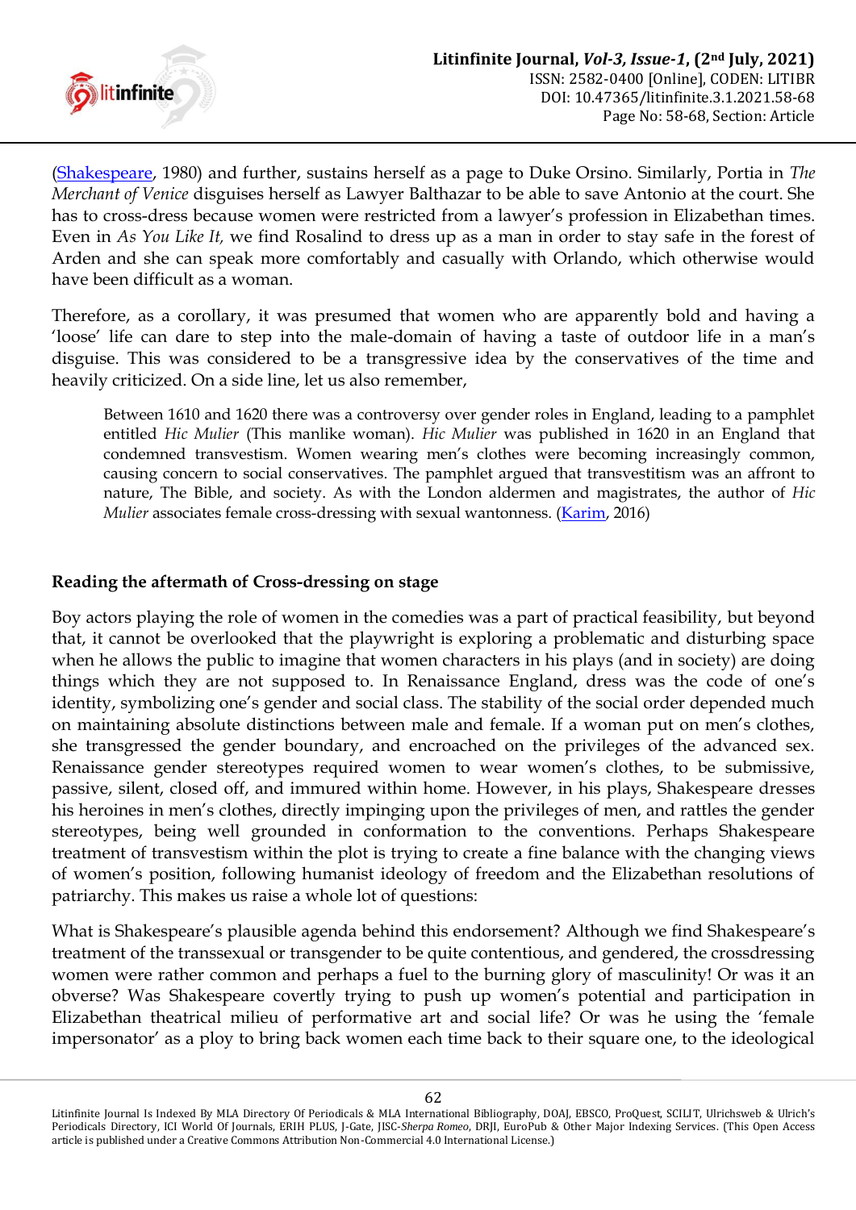(Shakespeare, 1980) and further, sustains herself as a page to Duke Orsino. Similarly, Portia in *The Merchant of Venice* disguises herself as Lawyer Balthazar to be able to save Antonio at the court. She has to cross-dress because women were restricted from a lawyer's profession in Elizabethan times. Even in *As You Like It,* we find Rosalind to dress up as a man in order to stay safe in the forest of Arden and she can speak more comfortably and casually with Orlando, which otherwise would have been difficult as a woman.

Therefore, as a corollary, it was presumed that women who are apparently bold and having a 'loose' life can dare to step into the male-domain of having a taste of outdoor life in a man's disguise. This was considered to be a transgressive idea by the conservatives of the time and heavily criticized. On a side line, let us also remember,

> Between 1610 and 1620 there was a controversy over gender roles in England, leading to a pamphlet entitled *Hic Mulier* (This manlike woman). *Hic Mulier* was published in 1620 in an England that condemned transvestism. Women wearing men's clothes were becoming increasingly common, causing concern to social conservatives. The pamphlet argued that transvestitism was an affront to nature, The Bible, and society. As with the London aldermen and magistrates, the author of *Hic Mulier* associates female cross-dressing with sexual wantonness. (Karim, 2016)

### Reading the aftermath of Cross-dressing on stage

Boy actors playing the role of women in the comedies was a part of practical feasibility, but beyond that, it cannot be overlooked that the playwright is exploring a problematic and disturbing space when he allows the public to imagine that women characters in his plays (and in society) are doing things which they are not supposed to. In Renaissance England, dress was the code of one's identity, symbolizing one's gender and social class. The stability of the social order depended much on maintaining absolute distinctions between male and female. If a woman put on men's clothes, she transgressed the gender boundary, and encroached on the privileges of the advanced sex. Renaissance gender stereotypes required women to wear women's clothes, to be submissive, passive, silent, closed off, and immured within home. However, in his plays, Shakespeare dresses his heroines in men's clothes, directly impinging upon the privileges of men, and rattles the gender stereotypes, being well grounded in conformation to the conventions. Perhaps Shakespeare treatment of transvestism within the plot is trying to create a fine balance with the changing views of women's position, following humanist ideology of freedom and the Elizabethan resolutions of patriarchy. This makes us raise a whole lot of questions:

What is Shakespeare's plausible agenda behind this endorsement? Although we find Shakespeare's treatment of the transsexual or transgender to be quite contentious, and gendered, the crossdressing women were rather common and perhaps a fuel to the burning glory of masculinity! Or was it an obverse? Was Shakespeare covertly trying to push up women's potential and participation in Elizabethan theatrical milieu of performative art and social life? Or was he using the 'female impersonator' as a ploy to bring back women each time back to their square one, to the ideological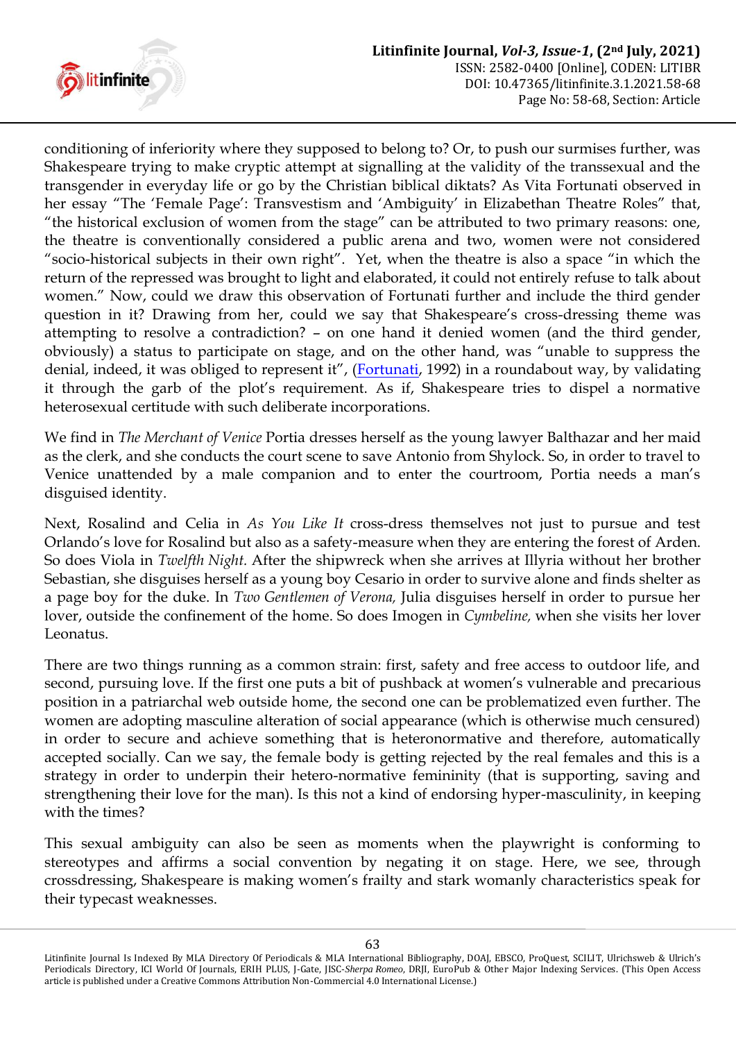conditioning of inferiority where they supposed to belong to? Or, to push our surmises further, was Shakespeare trying to make cryptic attempt at signalling at the validity of the transsexual and the transgender in everyday life or go by the Christian biblical diktats? As Vita Fortunati observed in her essay "The 'Female Page': Transvestism and 'Ambiguity' in Elizabethan Theatre Roles" that, "the historical exclusion of women from the stage" can be attributed to two primary reasons: one, the theatre is conventionally considered a public arena and two, women were not considered "socio-historical subjects in their own right". Yet, when the theatre is also a space "in which the return of the repressed was brought to light and elaborated, it could not entirely refuse to talk about women." Now, could we draw this observation of Fortunati further and include the third gender question in it? Drawing from her, could we say that Shakespeare's cross-dressing theme was attempting to resolve a contradiction? – on one hand it denied women (and the third gender, obviously) a status to participate on stage, and on the other hand, was "unable to suppress the denial, indeed, it was obliged to represent it", (Fortunati, 1992) in a roundabout way, by validating it through the garb of the plot's requirement. As if, Shakespeare tries to dispel a normative heterosexual certitude with such deliberate incorporations.

We find in *The Merchant of Venice* Portia dresses herself as the young lawyer Balthazar and her maid as the clerk, and she conducts the court scene to save Antonio from Shylock. So, in order to travel to Venice unattended by a male companion and to enter the courtroom, Portia needs a man's disguised identity.

Next, Rosalind and Celia in *As You Like It* cross-dress themselves not just to pursue and test Orlando's love for Rosalind but also as a safety-measure when they are entering the forest of Arden. So does Viola in *Twelfth Night.* After the shipwreck when she arrives at Illyria without her brother Sebastian, she disguises herself as a young boy Cesario in order to survive alone and finds shelter as a page boy for the duke. In *Two Gentlemen of Verona,* Julia disguises herself in order to pursue her lover, outside the confinement of the home. So does Imogen in *Cymbeline,* when she visits her lover Leonatus.

There are two things running as a common strain: first, safety and free access to outdoor life, and second, pursuing love. If the first one puts a bit of pushback at women's vulnerable and precarious position in a patriarchal web outside home, the second one can be problematized even further. The women are adopting masculine alteration of social appearance (which is otherwise much censured) in order to secure and achieve something that is heteronormative and therefore, automatically accepted socially. Can we say, the female body is getting rejected by the real females and this is a strategy in order to underpin their hetero-normative femininity (that is supporting, saving and strengthening their love for the man). Is this not a kind of endorsing hyper-masculinity, in keeping with the times?

This sexual ambiguity can also be seen as moments when the playwright is conforming to stereotypes and affirms a social convention by negating it on stage. Here, we see, through crossdressing, Shakespeare is making women's frailty and stark womanly characteristics speak for their typecast weaknesses.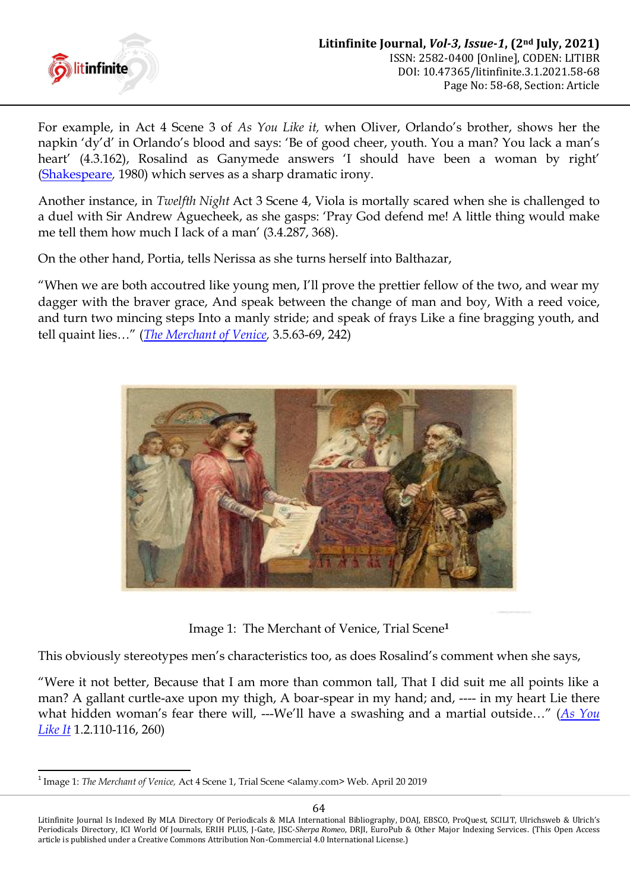For example, in Act 4 Scene 3 of *As You Like it,* when Oliver, Orlando's brother, shows her the napkin 'dy'd' in Orlando's blood and says: 'Be of good cheer, youth. You a man? You lack a man's heart' (4.3.162), Rosalind as Ganymede answers 'I should have been a woman by right' (Shakespeare, 1980) which serves as a sharp dramatic irony.

Another instance, in *Twelfth Night* Act 3 Scene 4, Viola is mortally scared when she is challenged to a duel with Sir Andrew Aguecheek, as she gasps: 'Pray God defend me! A little thing would make me tell them how much I lack of a man' (3.4.287, 368).

On the other hand, Portia, tells Nerissa as she turns herself into Balthazar,

"When we are both accoutred like young men, I'll prove the prettier fellow of the two, and wear my dagger with the braver grace, And speak between the change of man and boy, With a reed voice, and turn two mincing steps Into a manly stride; and speak of frays Like a fine bragging youth, and tell quaint lies…" (*The Merchant of Venice*, 3.5.63-69, 242)

Image 1: The Merchant of Venice, Trial Scene[1]

This obviously stereotypes men's characteristics too, as does Rosalind's comment when she says,

"Were it not better, Because that I am more than common tall, That I did suit me all points like a man? A gallant curtle-axe upon my thigh, A boar-spear in my hand; and, ---- in my heart Lie there what hidden woman's fear there will, ---We'll have a swashing and a martial outside…" (*As You Like It* 1.2.110-116, 260)

---

[1] Image 1: *The Merchant of Venice,* Act 4 Scene 1, Trial Scene <alamy.com> Web. April 20 2019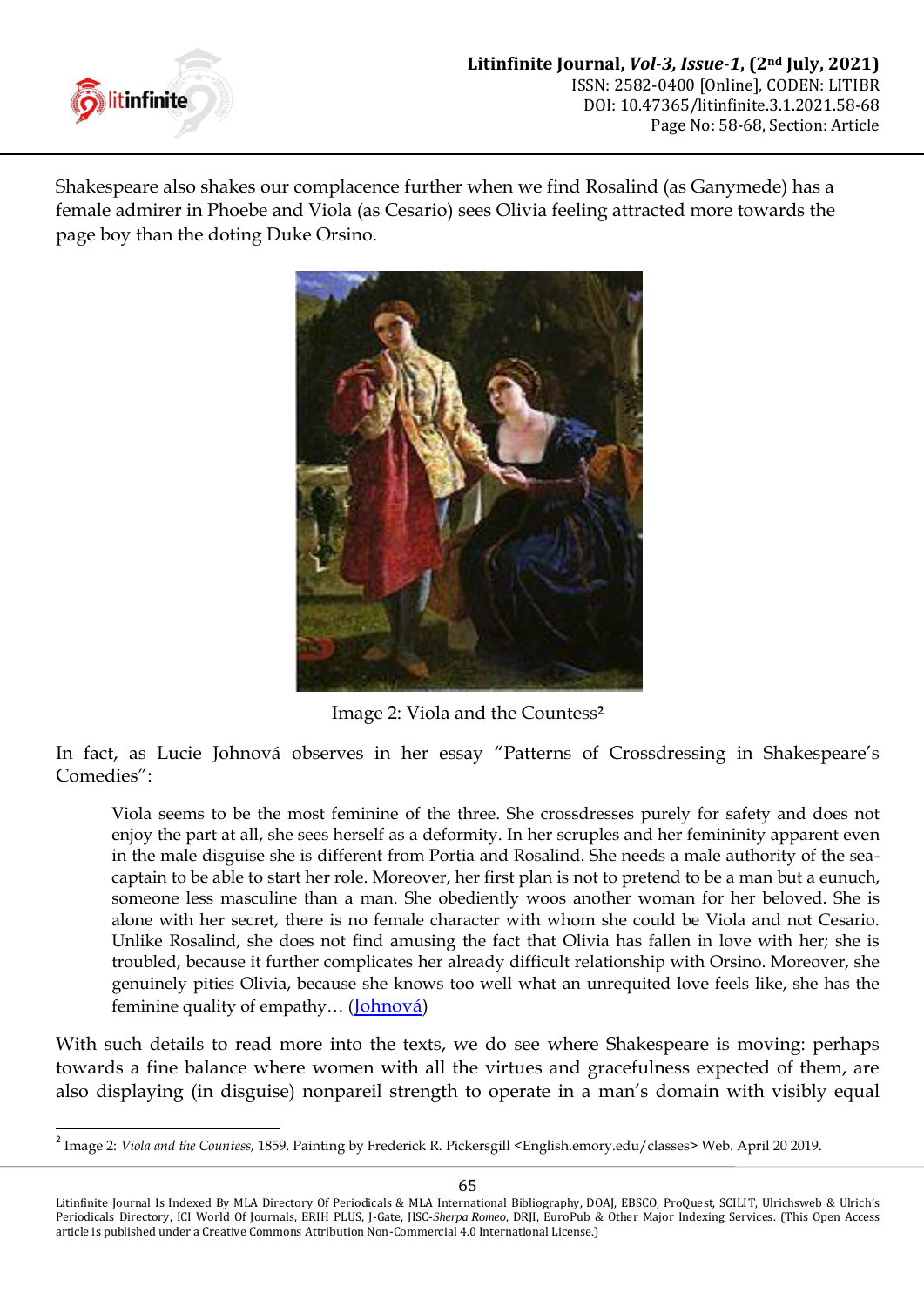Shakespeare also shakes our complacence further when we find Rosalind (as Ganymede) has a female admirer in Phoebe and Viola (as Cesario) sees Olivia feeling attracted more towards the page boy than the doting Duke Orsino.

Image 2: Viola and the Countess[2]

In fact, as Lucie Johnová observes in her essay "Patterns of Crossdressing in Shakespeare's Comedies":

> Viola seems to be the most feminine of the three. She crossdresses purely for safety and does not enjoy the part at all, she sees herself as a deformity. In her scruples and her femininity apparent even in the male disguise she is different from Portia and Rosalind. She needs a male authority of the sea-captain to be able to start her role. Moreover, her first plan is not to pretend to be a man but a eunuch, someone less masculine than a man. She obediently woos another woman for her beloved. She is alone with her secret, there is no female character with whom she could be Viola and not Cesario. Unlike Rosalind, she does not find amusing the fact that Olivia has fallen in love with her; she is troubled, because it further complicates her already difficult relationship with Orsino. Moreover, she genuinely pities Olivia, because she knows too well what an unrequited love feels like, she has the feminine quality of empathy… (Johnová)

With such details to read more into the texts, we do see where Shakespeare is moving: perhaps towards a fine balance where women with all the virtues and gracefulness expected of them, are also displaying (in disguise) nonpareil strength to operate in a man's domain with visibly equal

---

[2] Image 2: *Viola and the Countess,* 1859. Painting by Frederick R. Pickersgill <English.emory.edu/classes> Web. April 20 2019.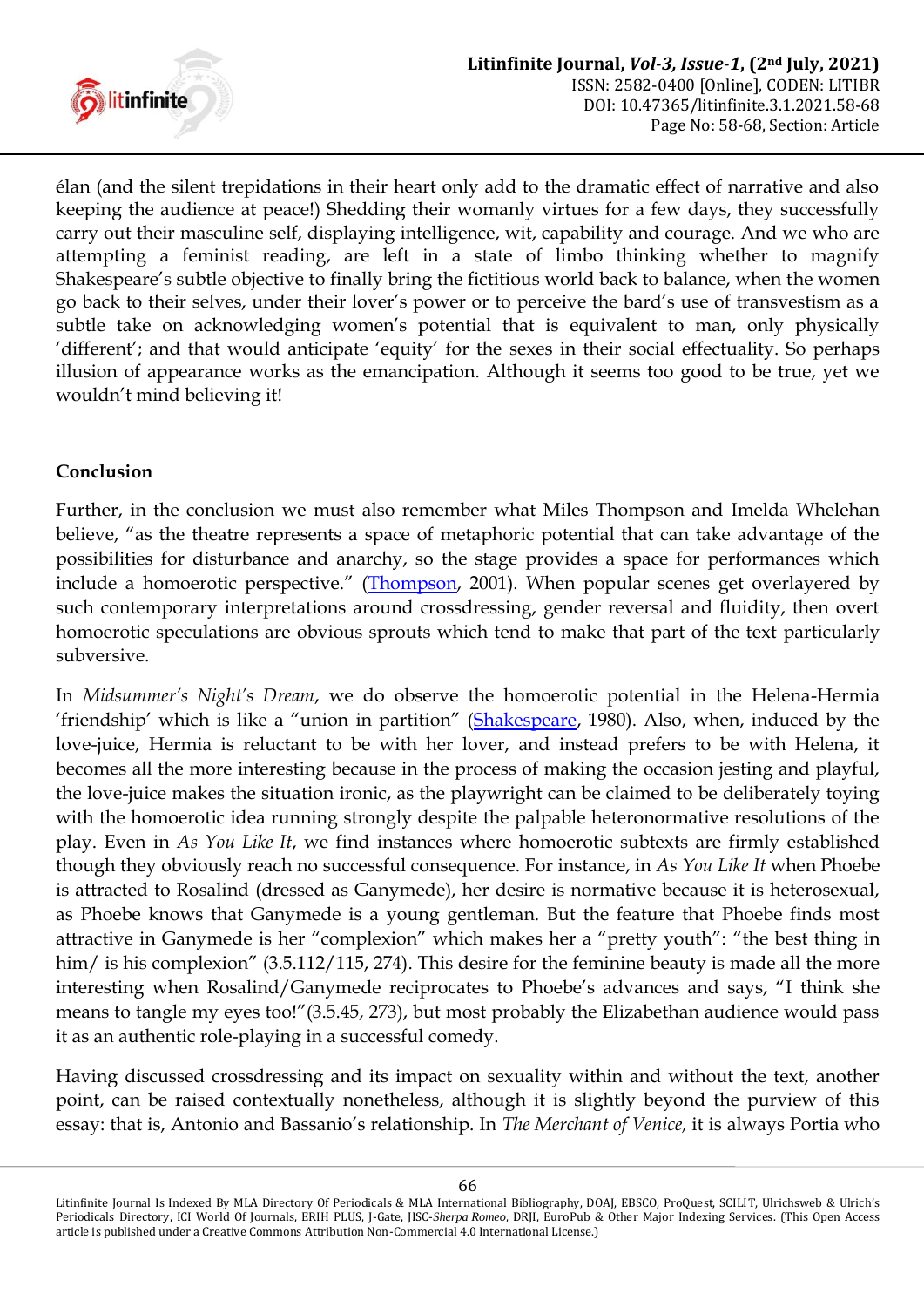élan (and the silent trepidations in their heart only add to the dramatic effect of narrative and also keeping the audience at peace!) Shedding their womanly virtues for a few days, they successfully carry out their masculine self, displaying intelligence, wit, capability and courage. And we who are attempting a feminist reading, are left in a state of limbo thinking whether to magnify Shakespeare's subtle objective to finally bring the fictitious world back to balance, when the women go back to their selves, under their lover's power or to perceive the bard's use of transvestism as a subtle take on acknowledging women's potential that is equivalent to man, only physically 'different'; and that would anticipate 'equity' for the sexes in their social effectuality. So perhaps illusion of appearance works as the emancipation. Although it seems too good to be true, yet we wouldn't mind believing it!

## Conclusion

Further, in the conclusion we must also remember what Miles Thompson and Imelda Whelehan believe, "as the theatre represents a space of metaphoric potential that can take advantage of the possibilities for disturbance and anarchy, so the stage provides a space for performances which include a homoerotic perspective." (Thompson, 2001). When popular scenes get overlayered by such contemporary interpretations around crossdressing, gender reversal and fluidity, then overt homoerotic speculations are obvious sprouts which tend to make that part of the text particularly subversive.

In *Midsummer's Night's Dream*, we do observe the homoerotic potential in the Helena-Hermia 'friendship' which is like a "union in partition" (Shakespeare, 1980). Also, when, induced by the love-juice, Hermia is reluctant to be with her lover, and instead prefers to be with Helena, it becomes all the more interesting because in the process of making the occasion jesting and playful, the love-juice makes the situation ironic, as the playwright can be claimed to be deliberately toying with the homoerotic idea running strongly despite the palpable heteronormative resolutions of the play. Even in *As You Like It*, we find instances where homoerotic subtexts are firmly established though they obviously reach no successful consequence. For instance, in *As You Like It* when Phoebe is attracted to Rosalind (dressed as Ganymede), her desire is normative because it is heterosexual, as Phoebe knows that Ganymede is a young gentleman. But the feature that Phoebe finds most attractive in Ganymede is her "complexion" which makes her a "pretty youth": "the best thing in him/ is his complexion" (3.5.112/115, 274). This desire for the feminine beauty is made all the more interesting when Rosalind/Ganymede reciprocates to Phoebe's advances and says, "I think she means to tangle my eyes too!"(3.5.45, 273), but most probably the Elizabethan audience would pass it as an authentic role-playing in a successful comedy.

Having discussed crossdressing and its impact on sexuality within and without the text, another point, can be raised contextually nonetheless, although it is slightly beyond the purview of this essay: that is, Antonio and Bassanio's relationship. In *The Merchant of Venice,* it is always Portia who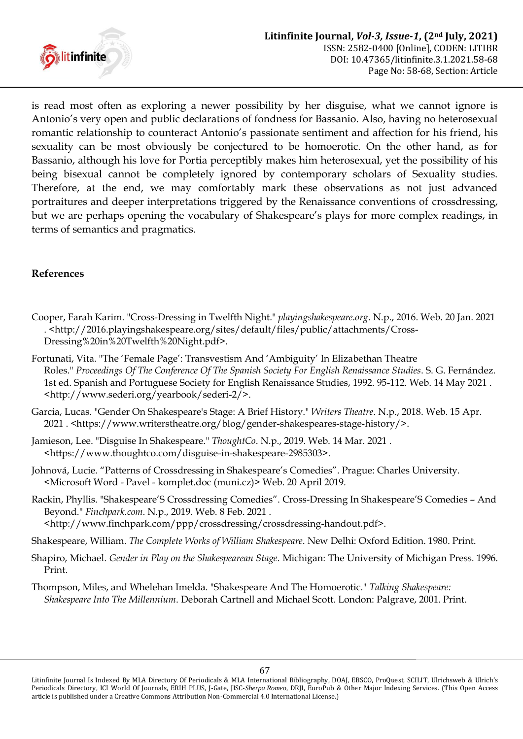is read most often as exploring a newer possibility by her disguise, what we cannot ignore is Antonio's very open and public declarations of fondness for Bassanio. Also, having no heterosexual romantic relationship to counteract Antonio's passionate sentiment and affection for his friend, his sexuality can be most obviously be conjectured to be homoerotic. On the other hand, as for Bassanio, although his love for Portia perceptibly makes him heterosexual, yet the possibility of his being bisexual cannot be completely ignored by contemporary scholars of Sexuality studies. Therefore, at the end, we may comfortably mark these observations as not just advanced portraitures and deeper interpretations triggered by the Renaissance conventions of crossdressing, but we are perhaps opening the vocabulary of Shakespeare's plays for more complex readings, in terms of semantics and pragmatics.

**References**

Cooper, Farah Karim. "Cross-Dressing in Twelfth Night." *playingshakespeare.org*. N.p., 2016. Web. 20 Jan. 2021 . <http://2016.playingshakespeare.org/sites/default/files/public/attachments/Cross-Dressing%20in%20Twelfth%20Night.pdf>.

Fortunati, Vita. "The 'Female Page': Transvestism And 'Ambiguity' In Elizabethan Theatre Roles." *Proceedings Of The Conference Of The Spanish Society For English Renaissance Studies*. S. G. Fernández. 1st ed. Spanish and Portuguese Society for English Renaissance Studies, 1992. 95-112. Web. 14 May 2021 . <http://www.sederi.org/yearbook/sederi-2/>.

Garcia, Lucas. "Gender On Shakespeare's Stage: A Brief History." *Writers Theatre*. N.p., 2018. Web. 15 Apr. 2021 . <https://www.writerstheatre.org/blog/gender-shakespeares-stage-history/>.

Jamieson, Lee. "Disguise In Shakespeare." *ThoughtCo*. N.p., 2019. Web. 14 Mar. 2021 . <https://www.thoughtco.com/disguise-in-shakespeare-2985303>.

Johnová, Lucie. "Patterns of Crossdressing in Shakespeare's Comedies". Prague: Charles University. <Microsoft Word - Pavel - komplet.doc (muni.cz)> Web. 20 April 2019.

Rackin, Phyllis. "Shakespeare'S Crossdressing Comedies". Cross-Dressing In Shakespeare'S Comedies – And Beyond." *Finchpark.com*. N.p., 2019. Web. 8 Feb. 2021 . <http://www.finchpark.com/ppp/crossdressing/crossdressing-handout.pdf>.

Shakespeare, William. *The Complete Works of William Shakespeare*. New Delhi: Oxford Edition. 1980. Print.

Shapiro, Michael. *Gender in Play on the Shakespearean Stage*. Michigan: The University of Michigan Press. 1996. Print.

Thompson, Miles, and Whelehan Imelda. "Shakespeare And The Homoerotic." *Talking Shakespeare: Shakespeare Into The Millennium*. Deborah Cartnell and Michael Scott. London: Palgrave, 2001. Print.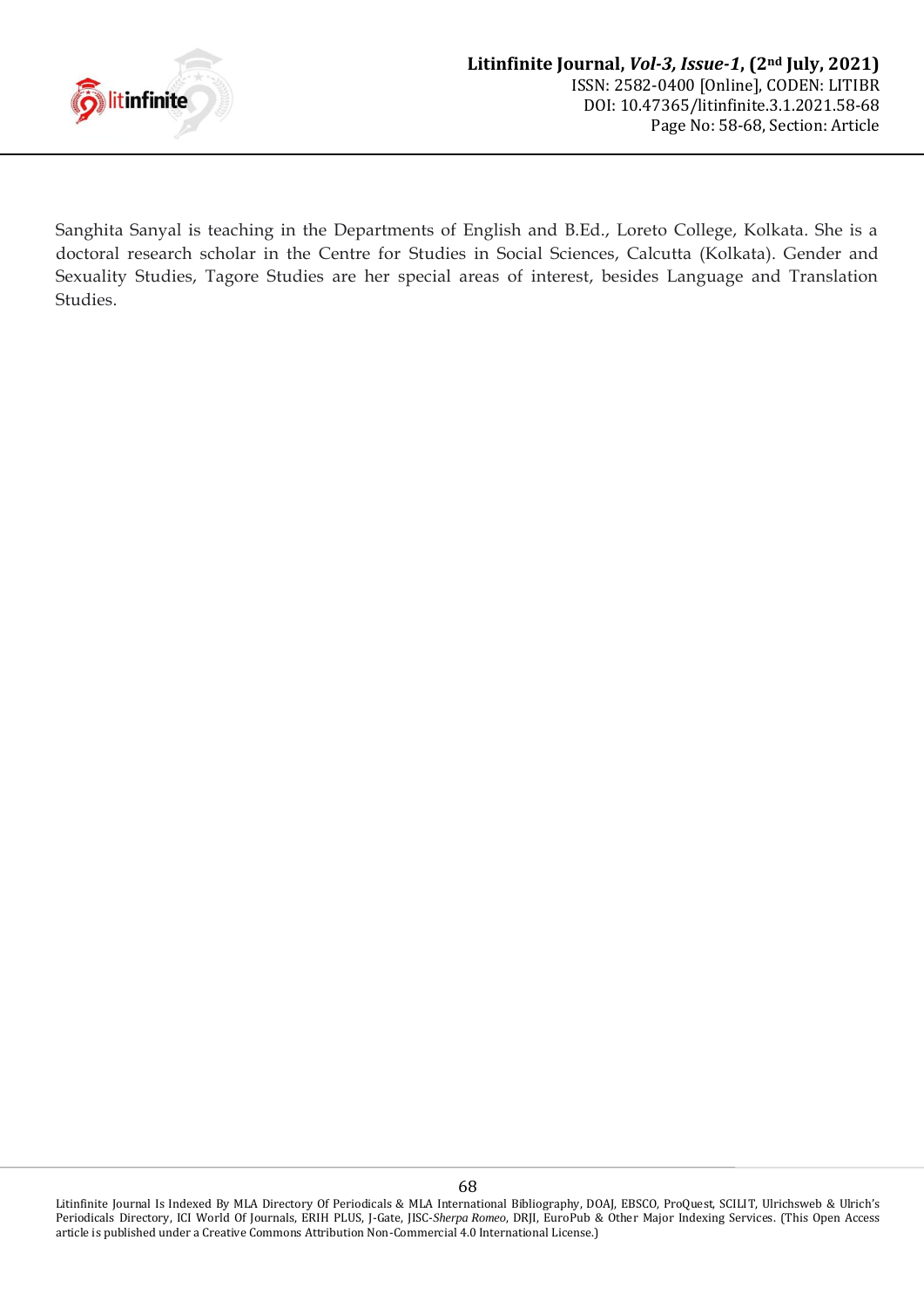Sanghita Sanyal is teaching in the Departments of English and B.Ed., Loreto College, Kolkata. She is a doctoral research scholar in the Centre for Studies in Social Sciences, Calcutta (Kolkata). Gender and Sexuality Studies, Tagore Studies are her special areas of interest, besides Language and Translation Studies.